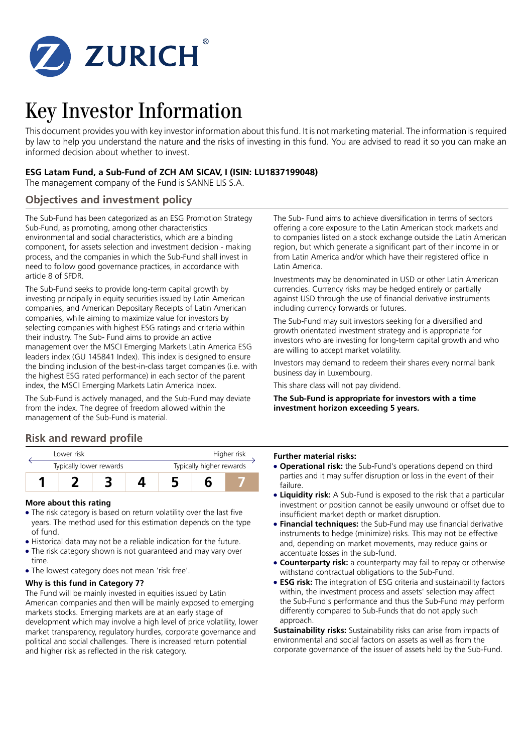# Key Investor Information

This document provides you with key investor information about this fund. It is not marketing material. The information is required by law to help you understand the nature and the risks of investing in this fund. You are advised to read it so you can make an informed decision about whether to invest.

**ESG Latam Fund, a Sub-Fund of ZCH AM SICAV, I (ISIN: LU1837199048)**

The management company of the Fund is SANNE LIS S.A.

## Objectives and investment policy

The Sub-Fund has been categorized as an ESG Promotion Strategy Sub-Fund, as promoting, among other characteristics environmental and social characteristics, which are a binding component, for assets selection and investment decision - making process, and the companies in which the Sub-Fund shall invest in need to follow good governance practices, in accordance with article 8 of SFDR.

The Sub-Fund seeks to provide long-term capital growth by investing principally in equity securities issued by Latin American companies, and American Depositary Receipts of Latin American companies, while aiming to maximize value for investors by selecting companies with highest ESG ratings and criteria within their industry. The Sub- Fund aims to provide an active management over the MSCI Emerging Markets Latin America ESG leaders index (GU 145841 Index). This index is designed to ensure the binding inclusion of the best-in-class target companies (i.e. with the highest ESG rated performance) in each sector of the parent index, the MSCI Emerging Markets Latin America Index.

The Sub-Fund is actively managed, and the Sub-Fund may deviate from the index. The degree of freedom allowed within the management of the Sub-Fund is material.

The Sub- Fund aims to achieve diversification in terms of sectors offering a core exposure to the Latin American stock markets and to companies listed on a stock exchange outside the Latin American region, but which generate a significant part of their income in or from Latin America and/or which have their registered office in Latin America.

Investments may be denominated in USD or other Latin American currencies. Currency risks may be hedged entirely or partially against USD through the use of financial derivative instruments including currency forwards or futures.

The Sub-Fund may suit investors seeking for a diversified and growth orientated investment strategy and is appropriate for investors who are investing for long-term capital growth and who are willing to accept market volatility.

Investors may demand to redeem their shares every normal bank business day in Luxembourg.

This share class will not pay dividend.

**The Sub-Fund is appropriate for investors with a time investment horizon exceeding 5 years.**

## Risk and reward profile

| Lower risk | | | | | | Higher risk |
|---|---|---|---|---|---|---|
| Typically lower rewards | | | | | | Typically higher rewards |
| 1 | 2 | 3 | 4 | 5 | 6 | **7** |

### More about this rating

- The risk category is based on return volatility over the last five years. The method used for this estimation depends on the type of fund.
- Historical data may not be a reliable indication for the future.
- The risk category shown is not guaranteed and may vary over time.
- The lowest category does not mean 'risk free'.

### Why is this fund in Category 7?

The Fund will be mainly invested in equities issued by Latin American companies and then will be mainly exposed to emerging markets stocks. Emerging markets are at an early stage of development which may involve a high level of price volatility, lower market transparency, regulatory hurdles, corporate governance and political and social challenges. There is increased return potential and higher risk as reflected in the risk category.

### Further material risks:

- **Operational risk:** the Sub-Fund's operations depend on third parties and it may suffer disruption or loss in the event of their failure.
- **Liquidity risk:** A Sub-Fund is exposed to the risk that a particular investment or position cannot be easily unwound or offset due to insufficient market depth or market disruption.
- **Financial techniques:** the Sub-Fund may use financial derivative instruments to hedge (minimize) risks. This may not be effective and, depending on market movements, may reduce gains or accentuate losses in the sub-fund.
- **Counterparty risk:** a counterparty may fail to repay or otherwise withstand contractual obligations to the Sub-Fund.
- **ESG risk:** The integration of ESG criteria and sustainability factors within, the investment process and assets' selection may affect the Sub-Fund's performance and thus the Sub-Fund may perform differently compared to Sub-Funds that do not apply such approach.

**Sustainability risks:** Sustainability risks can arise from impacts of environmental and social factors on assets as well as from the corporate governance of the issuer of assets held by the Sub-Fund.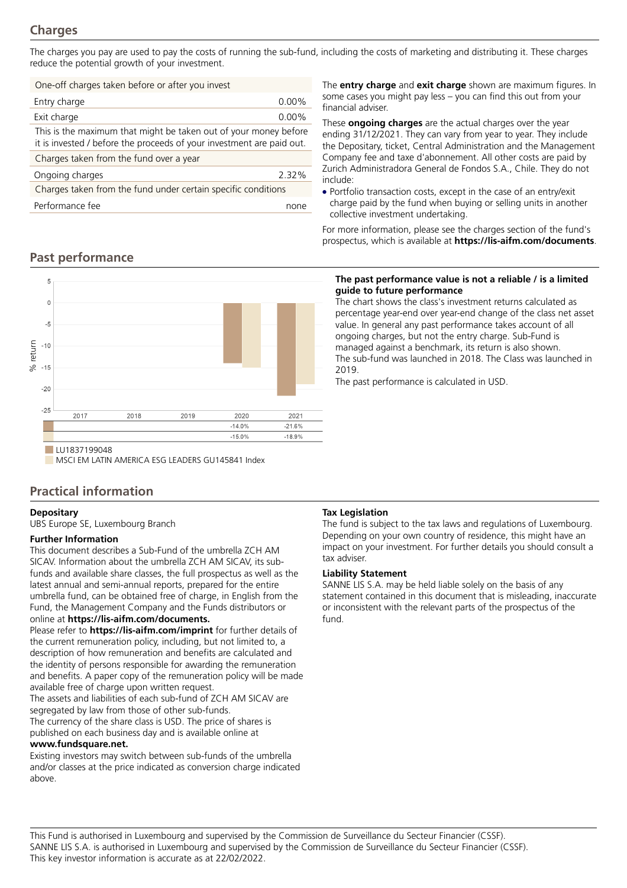## Charges

The charges you pay are used to pay the costs of running the sub-fund, including the costs of marketing and distributing it. These charges reduce the potential growth of your investment.

| One-off charges taken before or after you invest | |
|---|---|
| Entry charge | 0.00% |
| Exit charge | 0.00% |
| This is the maximum that might be taken out of your money before it is invested / before the proceeds of your investment are paid out. | |
| **Charges taken from the fund over a year** | |
| Ongoing charges | 2.32% |
| **Charges taken from the fund under certain specific conditions** | |
| Performance fee | none |

The **entry charge** and **exit charge** shown are maximum figures. In some cases you might pay less – you can find this out from your financial adviser.

These **ongoing charges** are the actual charges over the year ending 31/12/2021. They can vary from year to year. They include the Depositary, ticket, Central Administration and the Management Company fee and taxe d'abonnement. All other costs are paid by Zurich Administradora General de Fondos S.A., Chile. They do not include:

- Portfolio transaction costs, except in the case of an entry/exit charge paid by the fund when buying or selling units in another collective investment undertaking.

For more information, please see the charges section of the fund's prospectus, which is available at **https://lis-aifm.com/documents**.

## Past performance

% return

5
0
-5
-10
-15
-20
-25

2017 2018 2019 2020 2021

-14.0% -21.6%
-15.0% -18.9%

LU1837199048
MSCI EM LATIN AMERICA ESG LEADERS GU145841 Index

**The past performance value is not a reliable / is a limited guide to future performance**

The chart shows the class's investment returns calculated as percentage year-end over year-end change of the class net asset value. In general any past performance takes account of all ongoing charges, but not the entry charge. Sub-Fund is managed against a benchmark, its return is also shown.
The sub-fund was launched in 2018. The Class was launched in 2019.
The past performance is calculated in USD.

## Practical information

**Depositary**
UBS Europe SE, Luxembourg Branch

**Further Information**
This document describes a Sub-Fund of the umbrella ZCH AM SICAV. Information about the umbrella ZCH AM SICAV, its sub-funds and available share classes, the full prospectus as well as the latest annual and semi-annual reports, prepared for the entire umbrella fund, can be obtained free of charge, in English from the Fund, the Management Company and the Funds distributors or online at **https://lis-aifm.com/documents.**
Please refer to **https://lis-aifm.com/imprint** for further details of the current remuneration policy, including, but not limited to, a description of how remuneration and benefits are calculated and the identity of persons responsible for awarding the remuneration and benefits. A paper copy of the remuneration policy will be made available free of charge upon written request.
The assets and liabilities of each sub-fund of ZCH AM SICAV are segregated by law from those of other sub-funds.
The currency of the share class is USD. The price of shares is published on each business day and is available online at **www.fundsquare.net.**
Existing investors may switch between sub-funds of the umbrella and/or classes at the price indicated as conversion charge indicated above.

**Tax Legislation**
The fund is subject to the tax laws and regulations of Luxembourg. Depending on your own country of residence, this might have an impact on your investment. For further details you should consult a tax adviser.

**Liability Statement**
SANNE LIS S.A. may be held liable solely on the basis of any statement contained in this document that is misleading, inaccurate or inconsistent with the relevant parts of the prospectus of the fund.

This Fund is authorised in Luxembourg and supervised by the Commission de Surveillance du Secteur Financier (CSSF).
SANNE LIS S.A. is authorised in Luxembourg and supervised by the Commission de Surveillance du Secteur Financier (CSSF).
This key investor information is accurate as at 22/02/2022.